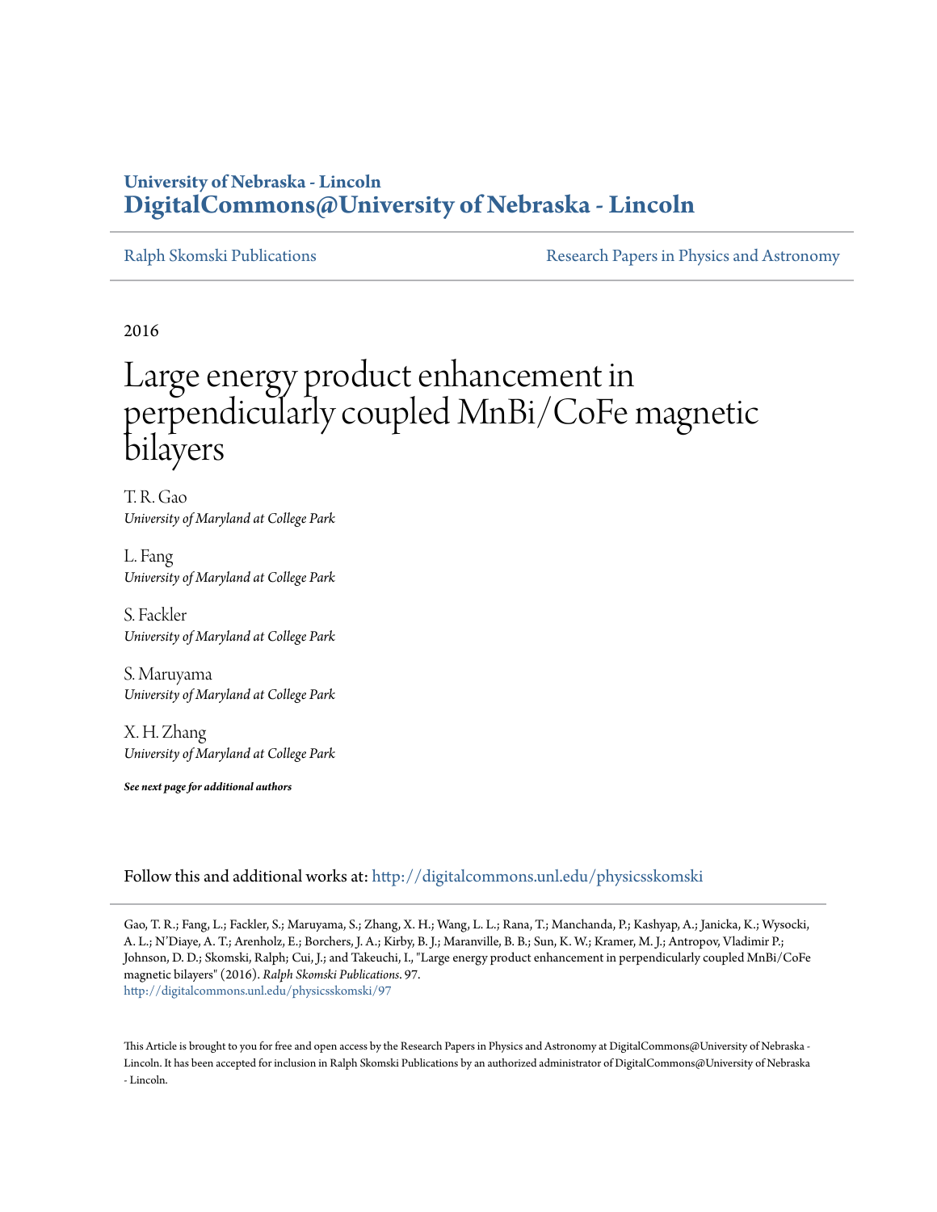University of Nebraska - Lincoln
**DigitalCommons@University of Nebraska - Lincoln**

Ralph Skomski Publications | Research Papers in Physics and Astronomy

2016

# Large energy product enhancement in perpendicularly coupled MnBi/CoFe magnetic bilayers

T. R. Gao
*University of Maryland at College Park*

L. Fang
*University of Maryland at College Park*

S. Fackler
*University of Maryland at College Park*

S. Maruyama
*University of Maryland at College Park*

X. H. Zhang
*University of Maryland at College Park*

***See next page for additional authors***

Follow this and additional works at: http://digitalcommons.unl.edu/physicsskomski

Gao, T. R.; Fang, L.; Fackler, S.; Maruyama, S.; Zhang, X. H.; Wang, L. L.; Rana, T.; Manchanda, P.; Kashyap, A.; Janicka, K.; Wysocki, A. L.; N'Diaye, A. T.; Arenholz, E.; Borchers, J. A.; Kirby, B. J.; Maranville, B. B.; Sun, K. W.; Kramer, M. J.; Antropov, Vladimir P.; Johnson, D. D.; Skomski, Ralph; Cui, J.; and Takeuchi, I., "Large energy product enhancement in perpendicularly coupled MnBi/CoFe magnetic bilayers" (2016). *Ralph Skomski Publications*. 97.
http://digitalcommons.unl.edu/physicsskomski/97

This Article is brought to you for free and open access by the Research Papers in Physics and Astronomy at DigitalCommons@University of Nebraska - Lincoln. It has been accepted for inclusion in Ralph Skomski Publications by an authorized administrator of DigitalCommons@University of Nebraska - Lincoln.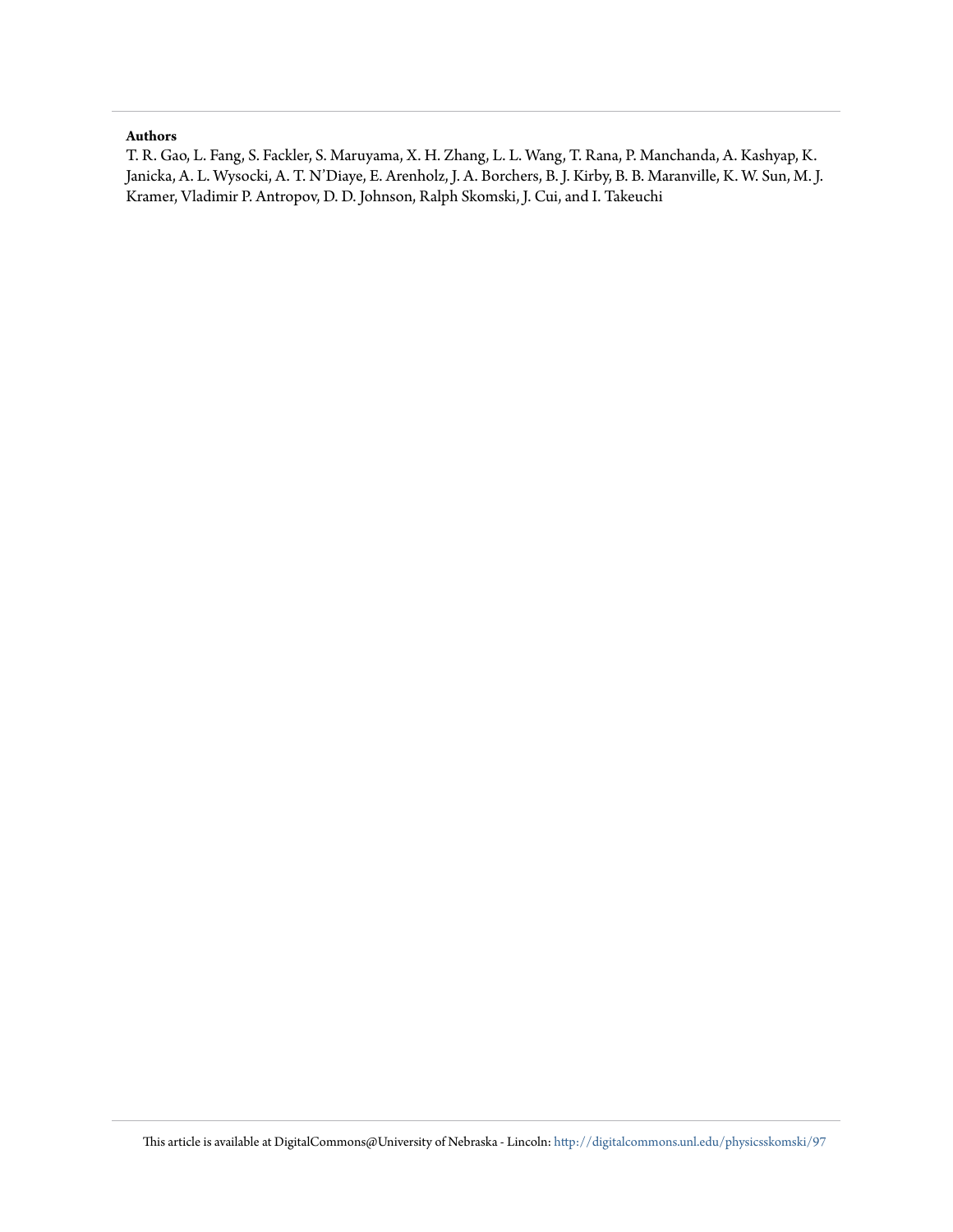**Authors**

T. R. Gao, L. Fang, S. Fackler, S. Maruyama, X. H. Zhang, L. L. Wang, T. Rana, P. Manchanda, A. Kashyap, K. Janicka, A. L. Wysocki, A. T. N'Diaye, E. Arenholz, J. A. Borchers, B. J. Kirby, B. B. Maranville, K. W. Sun, M. J. Kramer, Vladimir P. Antropov, D. D. Johnson, Ralph Skomski, J. Cui, and I. Takeuchi

This article is available at DigitalCommons@University of Nebraska - Lincoln: http://digitalcommons.unl.edu/physicsskomski/97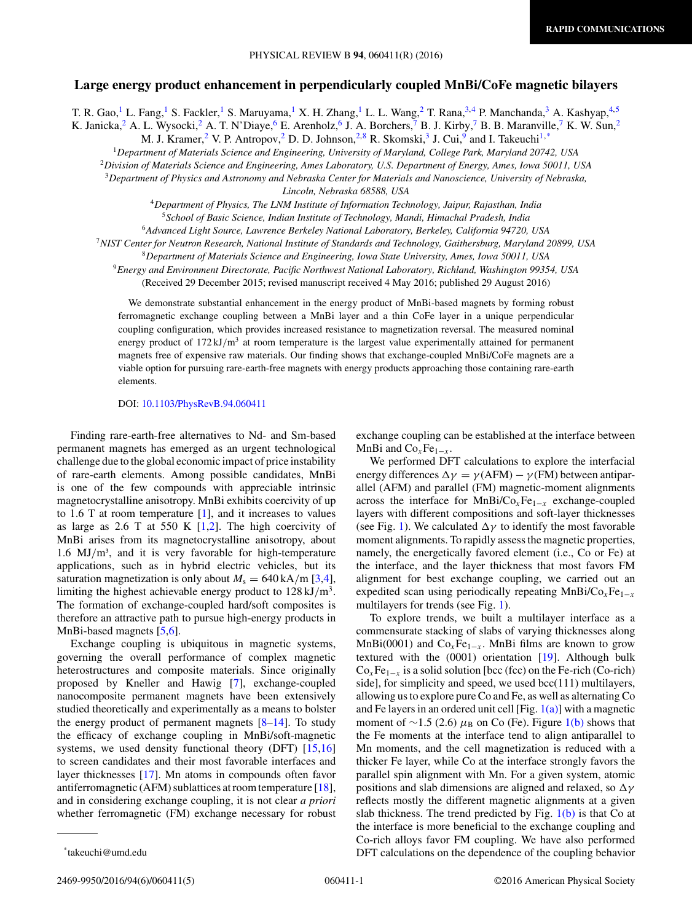# Large energy product enhancement in perpendicularly coupled MnBi/CoFe magnetic bilayers

T. R. Gao,[1] L. Fang,[1] S. Fackler,[1] S. Maruyama,[1] X. H. Zhang,[1] L. L. Wang,[2] T. Rana,[3,4] P. Manchanda,[3] A. Kashyap,[4,5] K. Janicka,[2] A. L. Wysocki,[2] A. T. N'Diaye,[6] E. Arenholz,[6] J. A. Borchers,[7] B. J. Kirby,[7] B. B. Maranville,[7] K. W. Sun,[2] M. J. Kramer,[2] V. P. Antropov,[2] D. D. Johnson,[2,8] R. Skomski,[3] J. Cui,[9] and I. Takeuchi[1,*]

[1]Department of Materials Science and Engineering, University of Maryland, College Park, Maryland 20742, USA
[2]Division of Materials Science and Engineering, Ames Laboratory, U.S. Department of Energy, Ames, Iowa 50011, USA
[3]Department of Physics and Astronomy and Nebraska Center for Materials and Nanoscience, University of Nebraska, Lincoln, Nebraska 68588, USA
[4]Department of Physics, The LNM Institute of Information Technology, Jaipur, Rajasthan, India
[5]School of Basic Science, Indian Institute of Technology, Mandi, Himachal Pradesh, India
[6]Advanced Light Source, Lawrence Berkeley National Laboratory, Berkeley, California 94720, USA
[7]NIST Center for Neutron Research, National Institute of Standards and Technology, Gaithersburg, Maryland 20899, USA
[8]Department of Materials Science and Engineering, Iowa State University, Ames, Iowa 50011, USA
[9]Energy and Environment Directorate, Pacific Northwest National Laboratory, Richland, Washington 99354, USA

(Received 29 December 2015; revised manuscript received 4 May 2016; published 29 August 2016)

We demonstrate substantial enhancement in the energy product of MnBi-based magnets by forming robust ferromagnetic exchange coupling between a MnBi layer and a thin CoFe layer in a unique perpendicular coupling configuration, which provides increased resistance to magnetization reversal. The measured nominal energy product of 172 kJ/m³ at room temperature is the largest value experimentally attained for permanent magnets free of expensive raw materials. Our finding shows that exchange-coupled MnBi/CoFe magnets are a viable option for pursuing rare-earth-free magnets with energy products approaching those containing rare-earth elements.

DOI: 10.1103/PhysRevB.94.060411

Finding rare-earth-free alternatives to Nd- and Sm-based permanent magnets has emerged as an urgent technological challenge due to the global economic impact of price instability of rare-earth elements. Among possible candidates, MnBi is one of the few compounds with appreciable intrinsic magnetocrystalline anisotropy. MnBi exhibits coercivity of up to 1.6 T at room temperature [1], and it increases to values as large as 2.6 T at 550 K [1,2]. The high coercivity of MnBi arises from its magnetocrystalline anisotropy, about 1.6 MJ/m³, and it is very favorable for high-temperature applications, such as in hybrid electric vehicles, but its saturation magnetization is only about $M_s = 640$ kA/m [3,4], limiting the highest achievable energy product to 128 kJ/m³. The formation of exchange-coupled hard/soft composites is therefore an attractive path to pursue high-energy products in MnBi-based magnets [5,6].

Exchange coupling is ubiquitous in magnetic systems, governing the overall performance of complex magnetic heterostructures and composite materials. Since originally proposed by Kneller and Hawig [7], exchange-coupled nanocomposite permanent magnets have been extensively studied theoretically and experimentally as a means to bolster the energy product of permanent magnets [8–14]. To study the efficacy of exchange coupling in MnBi/soft-magnetic systems, we used density functional theory (DFT) [15,16] to screen candidates and their most favorable interfaces and layer thicknesses [17]. Mn atoms in compounds often favor antiferromagnetic (AFM) sublattices at room temperature [18], and in considering exchange coupling, it is not clear *a priori* whether ferromagnetic (FM) exchange necessary for robust exchange coupling can be established at the interface between MnBi and $Co_xFe_{1-x}$.

We performed DFT calculations to explore the interfacial energy differences $\Delta\gamma = \gamma(\text{AFM}) - \gamma(\text{FM})$ between antiparallel (AFM) and parallel (FM) magnetic-moment alignments across the interface for MnBi/$Co_xFe_{1-x}$ exchange-coupled layers with different compositions and soft-layer thicknesses (see Fig. 1). We calculated $\Delta\gamma$ to identify the most favorable moment alignments. To rapidly assess the magnetic properties, namely, the energetically favored element (i.e., Co or Fe) at the interface, and the layer thickness that most favors FM alignment for best exchange coupling, we carried out an expedited scan using periodically repeating MnBi/$Co_xFe_{1-x}$ multilayers for trends (see Fig. 1).

To explore trends, we built a multilayer interface as a commensurate stacking of slabs of varying thicknesses along MnBi(0001) and $Co_xFe_{1-x}$. MnBi films are known to grow textured with the (0001) orientation [19]. Although bulk $Co_xFe_{1-x}$ is a solid solution [bcc (fcc) on the Fe-rich (Co-rich) side], for simplicity and speed, we used bcc(111) multilayers, allowing us to explore pure Co and Fe, as well as alternating Co and Fe layers in an ordered unit cell [Fig. 1(a)] with a magnetic moment of ~1.5 (2.6) $\mu_B$ on Co (Fe). Figure 1(b) shows that the Fe moments at the interface tend to align antiparallel to Mn moments, and the cell magnetization is reduced with a thicker Fe layer, while Co at the interface strongly favors the parallel spin alignment with Mn. For a given system, atomic positions and slab dimensions are aligned and relaxed, so $\Delta\gamma$ reflects mostly the different magnetic alignments at a given slab thickness. The trend predicted by Fig. 1(b) is that Co at the interface is more beneficial to the exchange coupling and Co-rich alloys favor FM coupling. We have also performed DFT calculations on the dependence of the coupling behavior

*takeuchi@umd.edu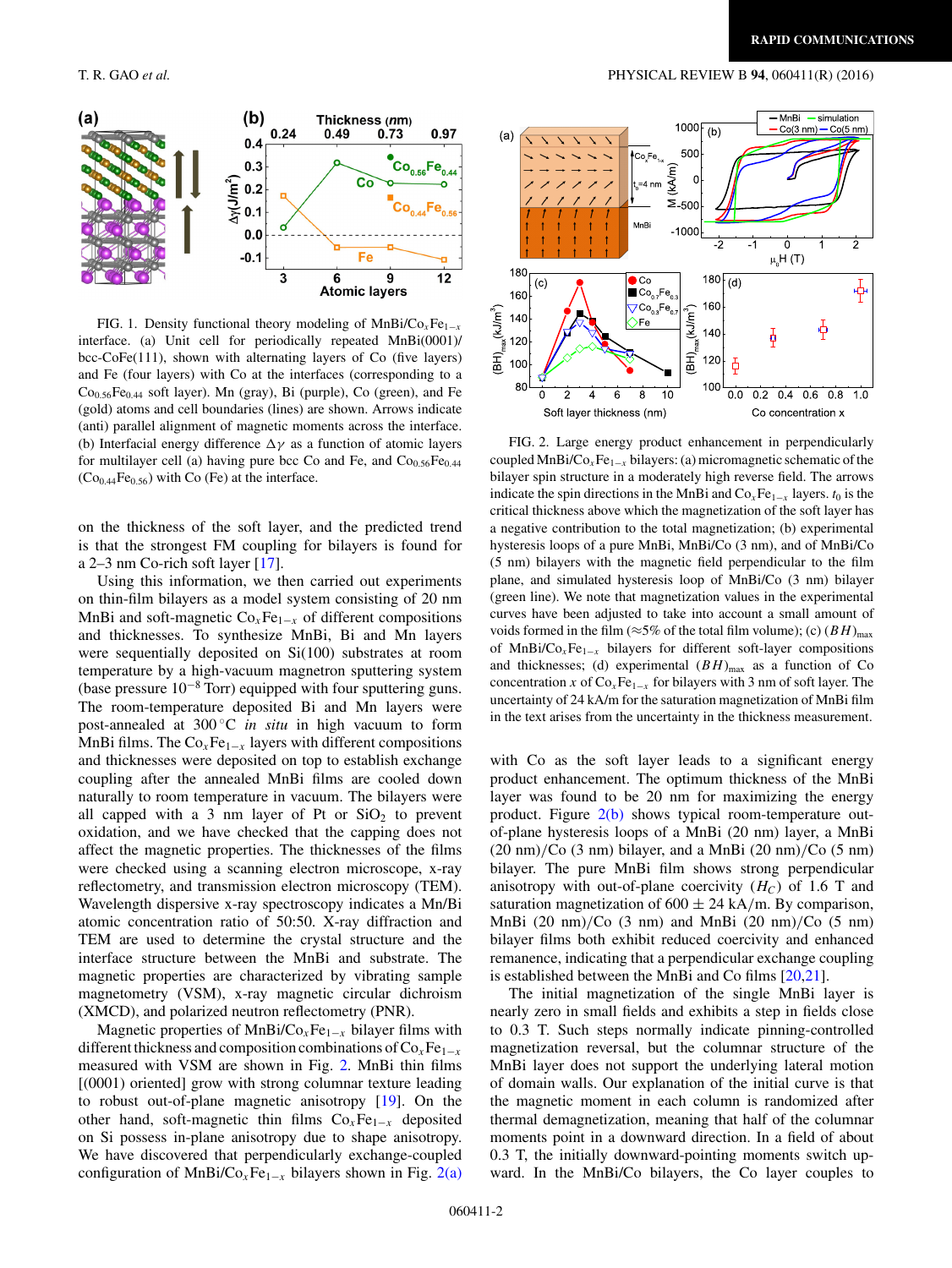FIG. 1. Density functional theory modeling of MnBi/$Co_xFe_{1-x}$ interface. (a) Unit cell for periodically repeated MnBi(0001)/bcc-CoFe(111), shown with alternating layers of Co (five layers) and Fe (four layers) with Co at the interfaces (corresponding to a $Co_{0.56}Fe_{0.44}$ soft layer). Mn (gray), Bi (purple), Co (green), and Fe (gold) atoms and cell boundaries (lines) are shown. Arrows indicate (anti) parallel alignment of magnetic moments across the interface. (b) Interfacial energy difference $\Delta\gamma$ as a function of atomic layers for multilayer cell (a) having pure bcc Co and Fe, and $Co_{0.56}Fe_{0.44}$ ($Co_{0.44}Fe_{0.56}$) with Co (Fe) at the interface.

on the thickness of the soft layer, and the predicted trend is that the strongest FM coupling for bilayers is found for a 2–3 nm Co-rich soft layer [17].

Using this information, we then carried out experiments on thin-film bilayers as a model system consisting of 20 nm MnBi and soft-magnetic $Co_xFe_{1-x}$ of different compositions and thicknesses. To synthesize MnBi, Bi and Mn layers were sequentially deposited on Si(100) substrates at room temperature by a high-vacuum magnetron sputtering system (base pressure $10^{-8}$ Torr) equipped with four sputtering guns. The room-temperature deposited Bi and Mn layers were post-annealed at 300 °C *in situ* in high vacuum to form MnBi films. The $Co_xFe_{1-x}$ layers with different compositions and thicknesses were deposited on top to establish exchange coupling after the annealed MnBi films are cooled down naturally to room temperature in vacuum. The bilayers were all capped with a 3 nm layer of Pt or $SiO_2$ to prevent oxidation, and we have checked that the capping does not affect the magnetic properties. The thicknesses of the films were checked using a scanning electron microscope, x-ray reflectometry, and transmission electron microscopy (TEM). Wavelength dispersive x-ray spectroscopy indicates a Mn/Bi atomic concentration ratio of 50:50. X-ray diffraction and TEM are used to determine the crystal structure and the interface structure between the MnBi and substrate. The magnetic properties are characterized by vibrating sample magnetometry (VSM), x-ray magnetic circular dichroism (XMCD), and polarized neutron reflectometry (PNR).

Magnetic properties of MnBi/$Co_xFe_{1-x}$ bilayer films with different thickness and composition combinations of $Co_xFe_{1-x}$ measured with VSM are shown in Fig. 2. MnBi thin films [(0001) oriented] grow with strong columnar texture leading to robust out-of-plane magnetic anisotropy [19]. On the other hand, soft-magnetic thin films $Co_xFe_{1-x}$ deposited on Si possess in-plane anisotropy due to shape anisotropy. We have discovered that perpendicularly exchange-coupled configuration of MnBi/$Co_xFe_{1-x}$ bilayers shown in Fig. 2(a) with Co as the soft layer leads to a significant energy product enhancement. The optimum thickness of the MnBi layer was found to be 20 nm for maximizing the energy product. Figure 2(b) shows typical room-temperature out-of-plane hysteresis loops of a MnBi (20 nm) layer, a MnBi (20 nm)/Co (3 nm) bilayer, and a MnBi (20 nm)/Co (5 nm) bilayer. The pure MnBi film shows strong perpendicular anisotropy with out-of-plane coercivity ($H_C$) of 1.6 T and saturation magnetization of 600 ± 24 kA/m. By comparison, MnBi (20 nm)/Co (3 nm) and MnBi (20 nm)/Co (5 nm) bilayer films both exhibit reduced coercivity and enhanced remanence, indicating that a perpendicular exchange coupling is established between the MnBi and Co films [20,21].

FIG. 2. Large energy product enhancement in perpendicularly coupled MnBi/$Co_xFe_{1-x}$ bilayers: (a) micromagnetic schematic of the bilayer spin structure in a moderately high reverse field. The arrows indicate the spin directions in the MnBi and $Co_xFe_{1-x}$ layers. $t_0$ is the critical thickness above which the magnetization of the soft layer has a negative contribution to the total magnetization; (b) experimental hysteresis loops of a pure MnBi, MnBi/Co (3 nm) layer, and of MnBi/Co (5 nm) bilayers with the magnetic field perpendicular to the film plane, and simulated hysteresis loop of MnBi/Co (3 nm) bilayer (green line). We note that magnetization values in the experimental curves have been adjusted to take into account a small amount of voids formed in the film (≈5% of the total film volume); (c) $(BH)_{max}$ of MnBi/$Co_xFe_{1-x}$ bilayers for different soft-layer compositions and thicknesses; (d) experimental $(BH)_{max}$ as a function of Co concentration $x$ of $Co_xFe_{1-x}$ for bilayers with 3 nm of soft layer. The uncertainty of 24 kA/m for the saturation magnetization of MnBi film in the text arises from the uncertainty in the thickness measurement.

The initial magnetization of the single MnBi layer is nearly zero in small fields and exhibits a step in fields close to 0.3 T. Such steps normally indicate pinning-controlled magnetization reversal, but the columnar structure of the MnBi layer does not support the underlying lateral motion of domain walls. Our explanation of the initial curve is that the magnetic moment in each column is randomized after thermal demagnetization, meaning that half of the columnar moments point in a downward direction. In a field of about 0.3 T, the initially downward-pointing moments switch upward. In the MnBi/Co bilayers, the Co layer couples to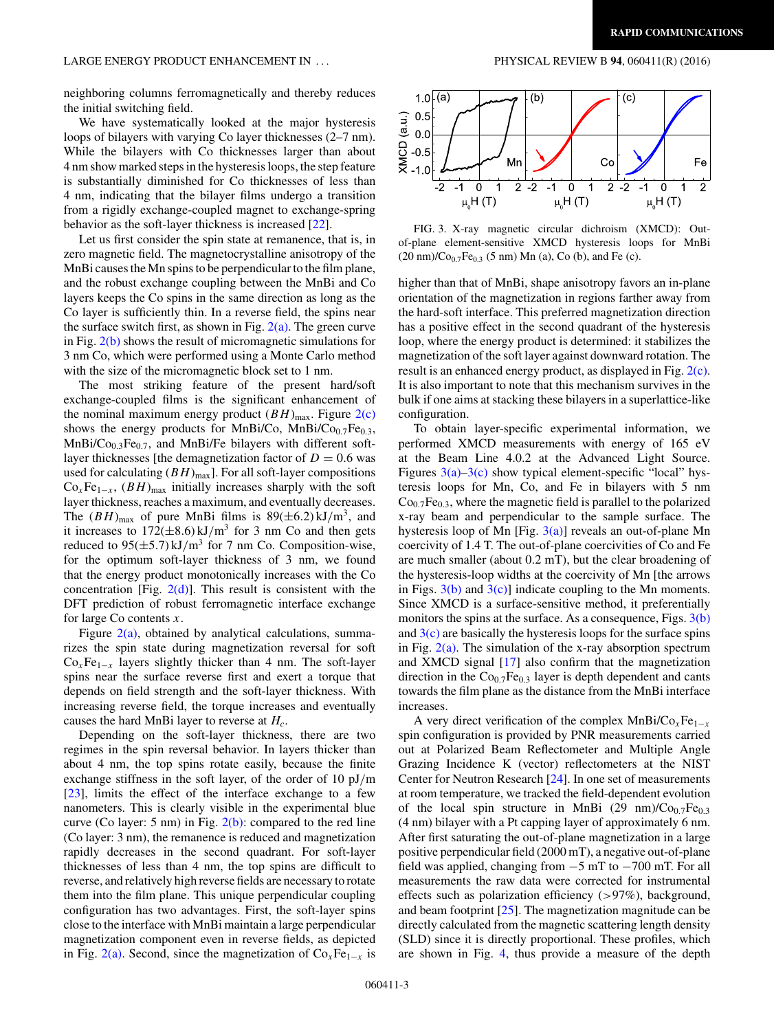neighboring columns ferromagnetically and thereby reduces the initial switching field.

We have systematically looked at the major hysteresis loops of bilayers with varying Co layer thicknesses (2–7 nm). While the bilayers with Co thicknesses larger than about 4 nm show marked steps in the hysteresis loops, the step feature is substantially diminished for Co thicknesses of less than 4 nm, indicating that the bilayer films undergo a transition from a rigidly exchange-coupled magnet to exchange-spring behavior as the soft-layer thickness is increased [22].

Let us first consider the spin state at remanence, that is, in zero magnetic field. The magnetocrystalline anisotropy of the MnBi causes the Mn spins to be perpendicular to the film plane, and the robust exchange coupling between the MnBi and Co layers keeps the Co spins in the same direction as long as the Co layer is sufficiently thin. In a reverse field, the spins near the surface switch first, as shown in Fig. 2(a). The green curve in Fig. 2(b) shows the result of micromagnetic simulations for 3 nm Co, which were performed using a Monte Carlo method with the size of the micromagnetic block set to 1 nm.

The most striking feature of the present hard/soft exchange-coupled films is the significant enhancement of the nominal maximum energy product $(BH)_{\max}$. Figure 2(c) shows the energy products for MnBi/Co, MnBi/$Co_{0.7}Fe_{0.3}$, MnBi/$Co_{0.3}Fe_{0.7}$, and MnBi/Fe bilayers with different soft-layer thicknesses [the demagnetization factor of $D = 0.6$ was used for calculating $(BH)_{\max}$]. For all soft-layer compositions $Co_xFe_{1-x}$, $(BH)_{\max}$ initially increases sharply with the soft layer thickness, reaches a maximum, and eventually decreases. The $(BH)_{\max}$ of pure MnBi films is $89(\pm 6.2)\,\mathrm{kJ/m^3}$, and it increases to $172(\pm 8.6)\,\mathrm{kJ/m^3}$ for 3 nm Co and then gets reduced to $95(\pm 5.7)\,\mathrm{kJ/m^3}$ for 7 nm Co. Composition-wise, for the optimum soft-layer thickness of 3 nm, we found that the energy product monotonically increases with the Co concentration [Fig. 2(d)]. This result is consistent with the DFT prediction of robust ferromagnetic interface exchange for large Co contents $x$.

Figure 2(a), obtained by analytical calculations, summarizes the spin state during magnetization reversal for soft $Co_xFe_{1-x}$ layers slightly thicker than 4 nm. The soft-layer spins near the surface reverse first and exert a torque that depends on field strength and the soft-layer thickness. With increasing reverse field, the torque increases and eventually causes the hard MnBi layer to reverse at $H_c$.

Depending on the soft-layer thickness, there are two regimes in the spin reversal behavior. In layers thicker than about 4 nm, the top spins rotate easily, because the finite exchange stiffness in the soft layer, of the order of 10 pJ/m [23], limits the effect of the interface exchange to a few nanometers. This is clearly visible in the experimental blue curve (Co layer: 5 nm) in Fig. 2(b): compared to the red line (Co layer: 3 nm), the remanence is reduced and magnetization rapidly decreases in the second quadrant. For soft-layer thicknesses of less than 4 nm, the top spins are difficult to reverse, and relatively high reverse fields are necessary to rotate them into the film plane. This unique perpendicular coupling configuration has two advantages. First, the soft-layer spins close to the interface with MnBi maintain a large perpendicular magnetization component even in reverse fields, as depicted in Fig. 2(a). Second, since the magnetization of $Co_xFe_{1-x}$ is higher than that of MnBi, shape anisotropy favors an in-plane orientation of the magnetization in regions farther away from the hard-soft interface. This preferred magnetization direction has a positive effect in the second quadrant of the hysteresis loop, where the energy product is determined: it stabilizes the magnetization of the soft layer against downward rotation. The result is an enhanced energy product, as displayed in Fig. 2(c). It is also important to note that this mechanism survives in the bulk if one aims at stacking these bilayers in a superlattice-like configuration.

FIG. 3. X-ray magnetic circular dichroism (XMCD): Out-of-plane element-sensitive XMCD hysteresis loops for MnBi (20 nm)/$Co_{0.7}Fe_{0.3}$ (5 nm) Mn (a), Co (b), and Fe (c).

To obtain layer-specific experimental information, we performed XMCD measurements with energy of 165 eV at the Beam Line 4.0.2 at the Advanced Light Source. Figures 3(a)–3(c) show typical element-specific "local" hysteresis loops for Mn, Co, and Fe in bilayers with 5 nm $Co_{0.7}Fe_{0.3}$, where the magnetic field is parallel to the polarized x-ray beam and perpendicular to the sample surface. The hysteresis loop of Mn [Fig. 3(a)] reveals an out-of-plane Mn coercivity of 1.4 T. The out-of-plane coercivities of Co and Fe are much smaller (about 0.2 mT), but the clear broadening of the hysteresis-loop widths at the coercivity of Mn [the arrows in Figs. 3(b) and 3(c)] indicate coupling to the Mn moments. Since XMCD is a surface-sensitive method, it preferentially monitors the spins at the surface. As a consequence, Figs. 3(b) and 3(c) are basically the hysteresis loops for the surface spins in Fig. 2(a). The simulation of the x-ray absorption spectrum and XMCD signal [17] also confirm that the magnetization direction in the $Co_{0.7}Fe_{0.3}$ layer is depth dependent and cants towards the film plane as the distance from the MnBi interface increases.

A very direct verification of the complex MnBi/$Co_xFe_{1-x}$ spin configuration is provided by PNR measurements carried out at Polarized Beam Reflectometer and Multiple Angle Grazing Incidence K (vector) reflectometers at the NIST Center for Neutron Research [24]. In one set of measurements at room temperature, we tracked the field-dependent evolution of the local spin structure in MnBi (29 nm)/$Co_{0.7}Fe_{0.3}$ (4 nm) bilayer with a Pt capping layer of approximately 6 nm. After first saturating the out-of-plane magnetization in a large positive perpendicular field (2000 mT), a negative out-of-plane field was applied, changing from −5 mT to −700 mT. For all measurements the raw data were corrected for instrumental effects such as polarization efficiency (>97%), background, and beam footprint [25]. The magnetization magnitude can be directly calculated from the magnetic scattering length density (SLD) since it is directly proportional. These profiles, which are shown in Fig. 4, thus provide a measure of the depth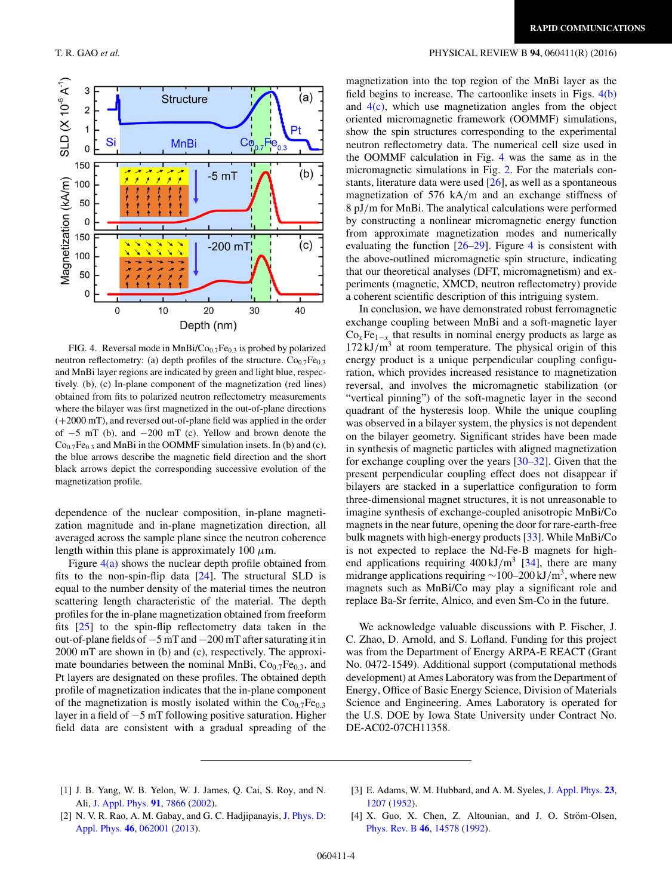FIG. 4. Reversal mode in $MnBi/Co_{0.7}Fe_{0.3}$ is probed by polarized neutron reflectometry: (a) depth profiles of the structure. $Co_{0.7}Fe_{0.3}$ and MnBi layer regions are indicated by green and light blue, respectively. (b), (c) In-plane component of the magnetization (red lines) obtained from fits to polarized neutron reflectometry measurements where the bilayer was first magnetized in the out-of-plane directions (+2000 mT), and reversed out-of-plane field was applied in the order of −5 mT (b), and −200 mT (c). Yellow and brown denote the $Co_{0.7}Fe_{0.3}$ and MnBi in the OOMMF simulation insets. In (b) and (c), the blue arrows describe the magnetic field direction and the short black arrows depict the corresponding successive evolution of the magnetization profile.

dependence of the nuclear composition, in-plane magnetization magnitude and in-plane magnetization direction, all averaged across the sample plane since the neutron coherence length within this plane is approximately 100 $\mu$m.

Figure 4(a) shows the nuclear depth profile obtained from fits to the non-spin-flip data [24]. The structural SLD is equal to the number density of the material times the neutron scattering length characteristic of the material. The depth profiles for the in-plane magnetization obtained from freeform fits [25] to the spin-flip reflectometry data taken in the out-of-plane fields of −5 mT and −200 mT after saturating it in 2000 mT are shown in (b) and (c), respectively. The approximate boundaries between the nominal MnBi, $Co_{0.7}Fe_{0.3}$, and Pt layers are designated on these profiles. The obtained depth profile of magnetization indicates that the in-plane component of the magnetization is mostly isolated within the $Co_{0.7}Fe_{0.3}$ layer in a field of −5 mT following positive saturation. Higher field data are consistent with a gradual spreading of the magnetization into the top region of the MnBi layer as the field begins to increase. The cartoonlike insets in Figs. 4(b) and 4(c), which use magnetization angles from the object oriented micromagnetic framework (OOMMF) simulations, show the spin structures corresponding to the experimental neutron reflectometry data. The numerical cell size used in the OOMMF calculation in Fig. 4 was the same as in the micromagnetic simulations in Fig. 2. For the materials constants, literature data were used [26], as well as a spontaneous magnetization of 576 kA/m and an exchange stiffness of 8 pJ/m for MnBi. The analytical calculations were performed by constructing a nonlinear micromagnetic energy function from approximate magnetization modes and numerically evaluating the function [26–29]. Figure 4 is consistent with the above-outlined micromagnetic spin structure, indicating that our theoretical analyses (DFT, micromagnetism) and experiments (magnetic, XMCD, neutron reflectometry) provide a coherent scientific description of this intriguing system.

In conclusion, we have demonstrated robust ferromagnetic exchange coupling between MnBi and a soft-magnetic layer $Co_xFe_{1-x}$ that results in nominal energy products as large as $172\,\mathrm{kJ/m^3}$ at room temperature. The physical origin of this energy product is a unique perpendicular coupling configuration, which provides increased resistance to magnetization reversal, and involves the micromagnetic stabilization (or "vertical pinning") of the soft-magnetic layer in the second quadrant of the hysteresis loop. While the unique coupling was observed in a bilayer system, the physics is not dependent on the bilayer geometry. Significant strides have been made in synthesis of magnetic particles with aligned magnetization for exchange coupling over the years [30–32]. Given that the present perpendicular coupling effect does not disappear if bilayers are stacked in a superlattice configuration to form three-dimensional magnet structures, it is not unreasonable to imagine synthesis of exchange-coupled anisotropic MnBi/Co magnets in the near future, opening the door for rare-earth-free bulk magnets with high-energy products [33]. While MnBi/Co is not expected to replace the Nd-Fe-B magnets for high-end applications requiring $400\,\mathrm{kJ/m^3}$ [34], there are many midrange applications requiring $\sim$100–200 $\mathrm{kJ/m^3}$, where new magnets such as MnBi/Co may play a significant role and replace Ba-Sr ferrite, Alnico, and even Sm-Co in the future.

We acknowledge valuable discussions with P. Fischer, J. C. Zhao, D. Arnold, and S. Lofland. Funding for this project was from the Department of Energy ARPA-E REACT (Grant No. 0472-1549). Additional support (computational methods development) at Ames Laboratory was from the Department of Energy, Office of Basic Energy Science, Division of Materials Science and Engineering. Ames Laboratory is operated for the U.S. DOE by Iowa State University under Contract No. DE-AC02-07CH11358.

---

[1] J. B. Yang, W. B. Yelon, W. J. James, Q. Cai, S. Roy, and N. Ali, J. Appl. Phys. **91**, 7866 (2002).

[2] N. V. R. Rao, A. M. Gabay, and G. C. Hadjipanayis, J. Phys. D: Appl. Phys. **46**, 062001 (2013).

[3] E. Adams, W. M. Hubbard, and A. M. Syeles, J. Appl. Phys. **23**, 1207 (1952).

[4] X. Guo, X. Chen, Z. Altounian, and J. O. Ström-Olsen, Phys. Rev. B **46**, 14578 (1992).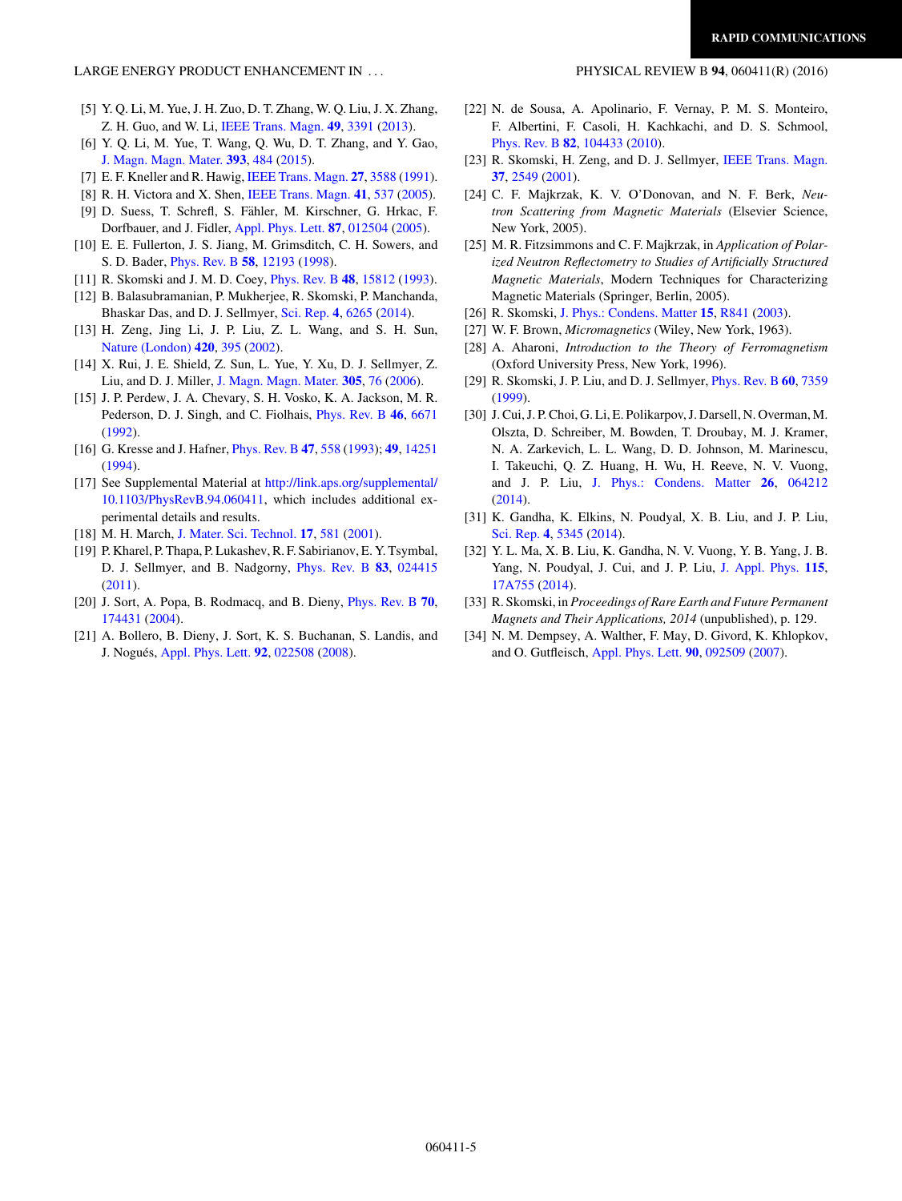[5] Y. Q. Li, M. Yue, J. H. Zuo, D. T. Zhang, W. Q. Liu, J. X. Zhang, Z. H. Guo, and W. Li, IEEE Trans. Magn. **49**, 3391 (2013).

[6] Y. Q. Li, M. Yue, T. Wang, Q. Wu, D. T. Zhang, and Y. Gao, J. Magn. Magn. Mater. **393**, 484 (2015).

[7] E. F. Kneller and R. Hawig, IEEE Trans. Magn. **27**, 3588 (1991).

[8] R. H. Victora and X. Shen, IEEE Trans. Magn. **41**, 537 (2005).

[9] D. Suess, T. Schrefl, S. Fähler, M. Kirschner, G. Hrkac, F. Dorfbauer, and J. Fidler, Appl. Phys. Lett. **87**, 012504 (2005).

[10] E. E. Fullerton, J. S. Jiang, M. Grimsditch, C. H. Sowers, and S. D. Bader, Phys. Rev. B **58**, 12193 (1998).

[11] R. Skomski and J. M. D. Coey, Phys. Rev. B **48**, 15812 (1993).

[12] B. Balasubramanian, P. Mukherjee, R. Skomski, P. Manchanda, Bhaskar Das, and D. J. Sellmyer, Sci. Rep. **4**, 6265 (2014).

[13] H. Zeng, Jing Li, J. P. Liu, Z. L. Wang, and S. H. Sun, Nature (London) **420**, 395 (2002).

[14] X. Rui, J. E. Shield, Z. Sun, L. Yue, Y. Xu, D. J. Sellmyer, Z. Liu, and D. J. Miller, J. Magn. Magn. Mater. **305**, 76 (2006).

[15] J. P. Perdew, J. A. Chevary, S. H. Vosko, K. A. Jackson, M. R. Pederson, D. J. Singh, and C. Fiolhais, Phys. Rev. B **46**, 6671 (1992).

[16] G. Kresse and J. Hafner, Phys. Rev. B **47**, 558 (1993); **49**, 14251 (1994).

[17] See Supplemental Material at http://link.aps.org/supplemental/10.1103/PhysRevB.94.060411, which includes additional experimental details and results.

[18] M. H. March, J. Mater. Sci. Technol. **17**, 581 (2001).

[19] P. Kharel, P. Thapa, P. Lukashev, R. F. Sabirianov, E. Y. Tsymbal, D. J. Sellmyer, and B. Nadgorny, Phys. Rev. B **83**, 024415 (2011).

[20] J. Sort, A. Popa, B. Rodmacq, and B. Dieny, Phys. Rev. B **70**, 174431 (2004).

[21] A. Bollero, B. Dieny, J. Sort, K. S. Buchanan, S. Landis, and J. Nogués, Appl. Phys. Lett. **92**, 022508 (2008).

[22] N. de Sousa, A. Apolinario, F. Vernay, P. M. S. Monteiro, F. Albertini, F. Casoli, H. Kachkachi, and D. S. Schmool, Phys. Rev. B **82**, 104433 (2010).

[23] R. Skomski, H. Zeng, and D. J. Sellmyer, IEEE Trans. Magn. **37**, 2549 (2001).

[24] C. F. Majkrzak, K. V. O'Donovan, and N. F. Berk, *Neutron Scattering from Magnetic Materials* (Elsevier Science, New York, 2005).

[25] M. R. Fitzsimmons and C. F. Majkrzak, in *Application of Polarized Neutron Reflectometry to Studies of Artificially Structured Magnetic Materials*, Modern Techniques for Characterizing Magnetic Materials (Springer, Berlin, 2005).

[26] R. Skomski, J. Phys.: Condens. Matter **15**, R841 (2003).

[27] W. F. Brown, *Micromagnetics* (Wiley, New York, 1963).

[28] A. Aharoni, *Introduction to the Theory of Ferromagnetism* (Oxford University Press, New York, 1996).

[29] R. Skomski, J. P. Liu, and D. J. Sellmyer, Phys. Rev. B **60**, 7359 (1999).

[30] J. Cui, J. P. Choi, G. Li, E. Polikarpov, J. Darsell, N. Overman, M. Olszta, D. Schreiber, M. Bowden, T. Droubay, M. J. Kramer, N. A. Zarkevich, L. L. Wang, D. D. Johnson, M. Marinescu, I. Takeuchi, Q. Z. Huang, H. Wu, H. Reeve, N. V. Vuong, and J. P. Liu, J. Phys.: Condens. Matter **26**, 064212 (2014).

[31] K. Gandha, K. Elkins, N. Poudyal, X. B. Liu, and J. P. Liu, Sci. Rep. **4**, 5345 (2014).

[32] Y. L. Ma, X. B. Liu, K. Gandha, N. V. Vuong, Y. B. Yang, J. B. Yang, N. Poudyal, J. Cui, and J. P. Liu, J. Appl. Phys. **115**, 17A755 (2014).

[33] R. Skomski, in *Proceedings of Rare Earth and Future Permanent Magnets and Their Applications, 2014* (unpublished), p. 129.

[34] N. M. Dempsey, A. Walther, F. May, D. Givord, K. Khlopkov, and O. Gutfleisch, Appl. Phys. Lett. **90**, 092509 (2007).